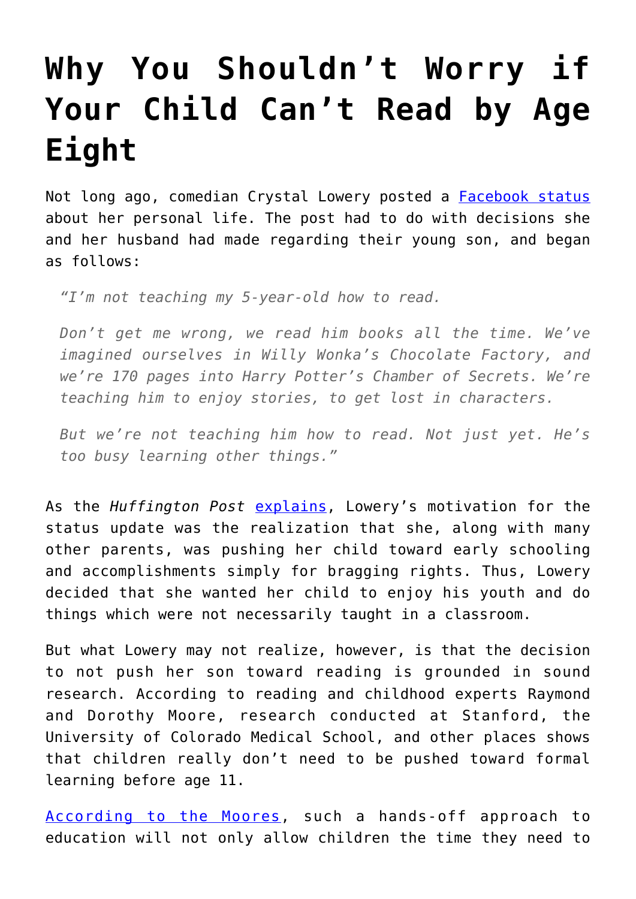# Why You Shouldn't Worry if Your Child Can't Read by Age Eight

Not long ago, comedian Crystal Lowery posted a [Facebook status]() about her personal life. The post had to do with decisions she and her husband had made regarding their young son, and began as follows:

> *"I'm not teaching my 5-year-old how to read.*
>
> *Don't get me wrong, we read him books all the time. We've imagined ourselves in Willy Wonka's Chocolate Factory, and we're 170 pages into Harry Potter's Chamber of Secrets. We're teaching him to enjoy stories, to get lost in characters.*
>
> *But we're not teaching him how to read. Not just yet. He's too busy learning other things."*

As the *Huffington Post* [explains](), Lowery's motivation for the status update was the realization that she, along with many other parents, was pushing her child toward early schooling and accomplishments simply for bragging rights. Thus, Lowery decided that she wanted her child to enjoy his youth and do things which were not necessarily taught in a classroom.

But what Lowery may not realize, however, is that the decision to not push her son toward reading is grounded in sound research. According to reading and childhood experts Raymond and Dorothy Moore, research conducted at Stanford, the University of Colorado Medical School, and other places shows that children really don't need to be pushed toward formal learning before age 11.

[According to the Moores](), such a hands-off approach to education will not only allow children the time they need to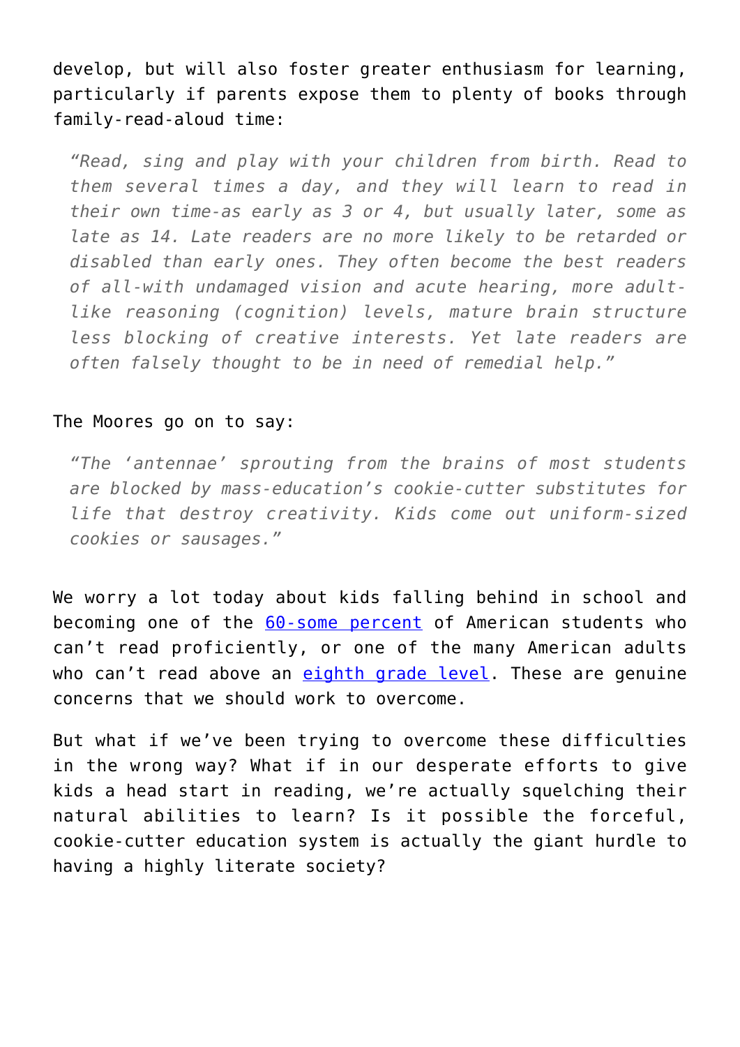develop, but will also foster greater enthusiasm for learning, particularly if parents expose them to plenty of books through family-read-aloud time:

> *"Read, sing and play with your children from birth. Read to them several times a day, and they will learn to read in their own time-as early as 3 or 4, but usually later, some as late as 14. Late readers are no more likely to be retarded or disabled than early ones. They often become the best readers of all-with undamaged vision and acute hearing, more adult-like reasoning (cognition) levels, mature brain structure less blocking of creative interests. Yet late readers are often falsely thought to be in need of remedial help."*

The Moores go on to say:

> *"The 'antennae' sprouting from the brains of most students are blocked by mass-education's cookie-cutter substitutes for life that destroy creativity. Kids come out uniform-sized cookies or sausages."*

We worry a lot today about kids falling behind in school and becoming one of the 60-some percent of American students who can't read proficiently, or one of the many American adults who can't read above an eighth grade level. These are genuine concerns that we should work to overcome.

But what if we've been trying to overcome these difficulties in the wrong way? What if in our desperate efforts to give kids a head start in reading, we're actually squelching their natural abilities to learn? Is it possible the forceful, cookie-cutter education system is actually the giant hurdle to having a highly literate society?